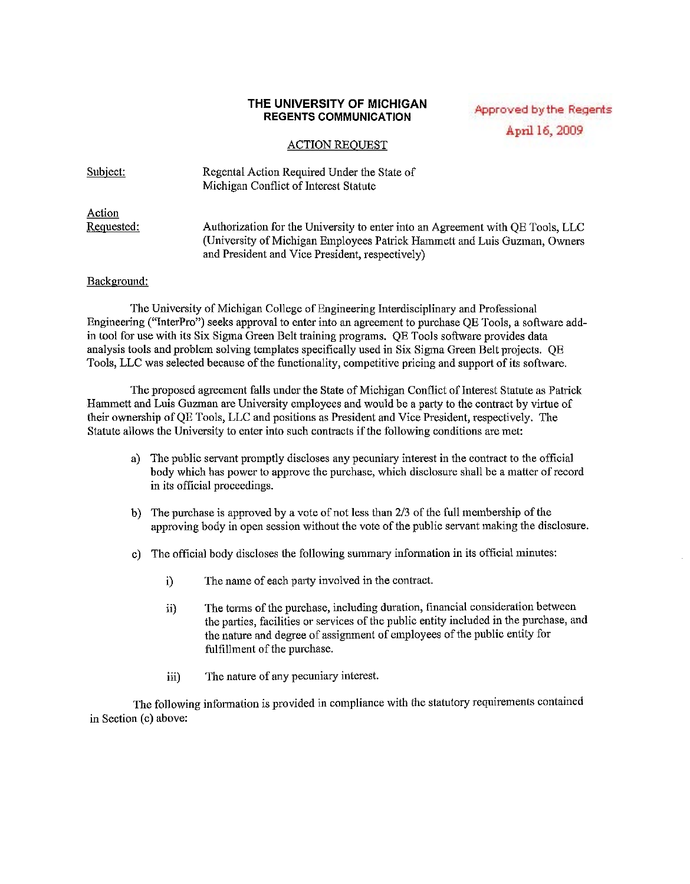**THE UNIVERSITY OF MICHIGAN**
**REGENTS COMMUNICATION**

Approved by the Regents
April 16, 2009

ACTION REQUEST

Subject: Regental Action Required Under the State of Michigan Conflict of Interest Statute

Action Requested: Authorization for the University to enter into an Agreement with QE Tools, LLC (University of Michigan Employees Patrick Hammett and Luis Guzman, Owners and President and Vice President, respectively)

Background:

The University of Michigan College of Engineering Interdisciplinary and Professional Engineering ("InterPro") seeks approval to enter into an agreement to purchase QE Tools, a software add-in tool for use with its Six Sigma Green Belt training programs. QE Tools software provides data analysis tools and problem solving templates specifically used in Six Sigma Green Belt projects. QE Tools, LLC was selected because of the functionality, competitive pricing and support of its software.

The proposed agreement falls under the State of Michigan Conflict of Interest Statute as Patrick Hammett and Luis Guzman are University employees and would be a party to the contract by virtue of their ownership of QE Tools, LLC and positions as President and Vice President, respectively. The Statute allows the University to enter into such contracts if the following conditions are met:

a) The public servant promptly discloses any pecuniary interest in the contract to the official body which has power to approve the purchase, which disclosure shall be a matter of record in its official proceedings.

b) The purchase is approved by a vote of not less than 2/3 of the full membership of the approving body in open session without the vote of the public servant making the disclosure.

c) The official body discloses the following summary information in its official minutes:

   i) The name of each party involved in the contract.

   ii) The terms of the purchase, including duration, financial consideration between the parties, facilities or services of the public entity included in the purchase, and the nature and degree of assignment of employees of the public entity for fulfillment of the purchase.

   iii) The nature of any pecuniary interest.

The following information is provided in compliance with the statutory requirements contained in Section (c) above: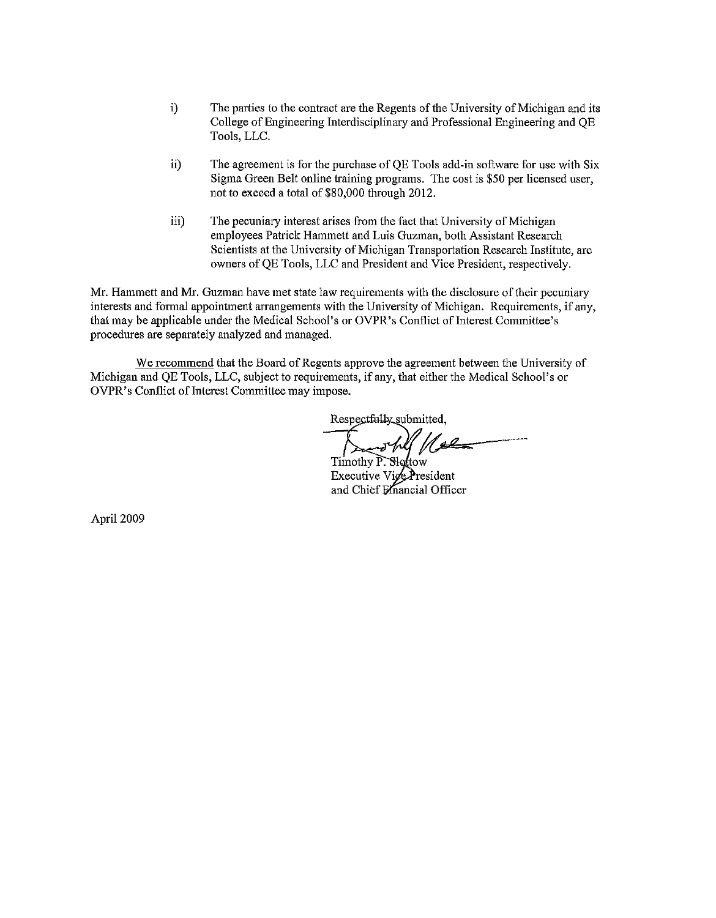i) The parties to the contract are the Regents of the University of Michigan and its College of Engineering Interdisciplinary and Professional Engineering and QE Tools, LLC.

ii) The agreement is for the purchase of QE Tools add-in software for use with Six Sigma Green Belt online training programs. The cost is $50 per licensed user, not to exceed a total of $80,000 through 2012.

iii) The pecuniary interest arises from the fact that University of Michigan employees Patrick Hammett and Luis Guzman, both Assistant Research Scientists at the University of Michigan Transportation Research Institute, are owners of QE Tools, LLC and President and Vice President, respectively.

Mr. Hammett and Mr. Guzman have met state law requirements with the disclosure of their pecuniary interests and formal appointment arrangements with the University of Michigan. Requirements, if any, that may be applicable under the Medical School's or OVPR's Conflict of Interest Committee's procedures are separately analyzed and managed.

We recommend that the Board of Regents approve the agreement between the University of Michigan and QE Tools, LLC, subject to requirements, if any, that either the Medical School's or OVPR's Conflict of Interest Committee may impose.

Respectfully submitted,

Timothy P. Slottow
Executive Vice President
and Chief Financial Officer

April 2009